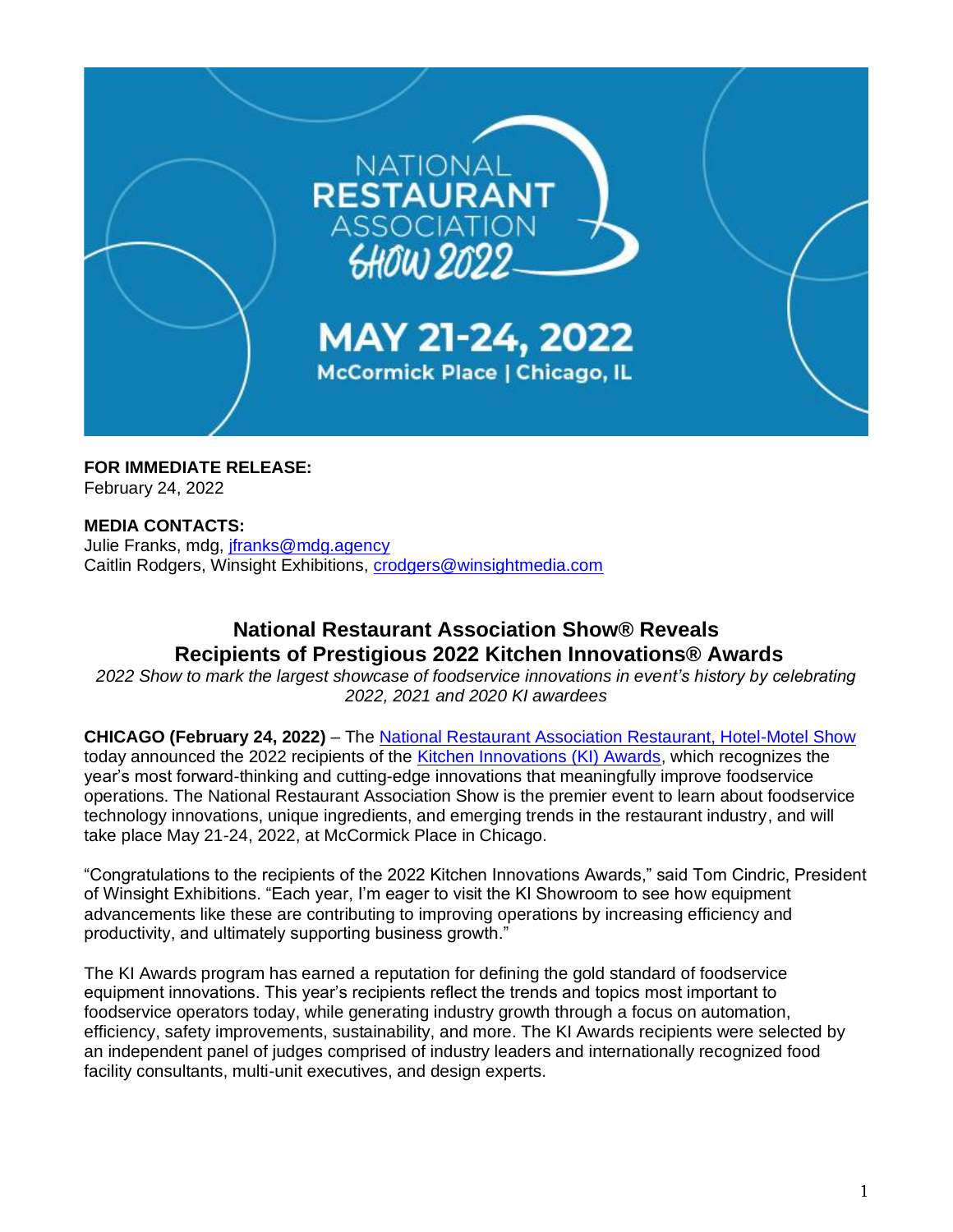NATIONAL RESTAURANT ASSOCIATION SHOW 2022

MAY 21-24, 2022
McCormick Place | Chicago, IL

**FOR IMMEDIATE RELEASE:**
February 24, 2022

**MEDIA CONTACTS:**
Julie Franks, mdg, jfranks@mdg.agency
Caitlin Rodgers, Winsight Exhibitions, crodgers@winsightmedia.com

## National Restaurant Association Show® Reveals Recipients of Prestigious 2022 Kitchen Innovations® Awards

*2022 Show to mark the largest showcase of foodservice innovations in event's history by celebrating 2022, 2021 and 2020 KI awardees*

**CHICAGO (February 24, 2022)** – The National Restaurant Association Restaurant, Hotel-Motel Show today announced the 2022 recipients of the Kitchen Innovations (KI) Awards, which recognizes the year's most forward-thinking and cutting-edge innovations that meaningfully improve foodservice operations. The National Restaurant Association Show is the premier event to learn about foodservice technology innovations, unique ingredients, and emerging trends in the restaurant industry, and will take place May 21-24, 2022, at McCormick Place in Chicago.

"Congratulations to the recipients of the 2022 Kitchen Innovations Awards," said Tom Cindric, President of Winsight Exhibitions. "Each year, I'm eager to visit the KI Showroom to see how equipment advancements like these are contributing to improving operations by increasing efficiency and productivity, and ultimately supporting business growth."

The KI Awards program has earned a reputation for defining the gold standard of foodservice equipment innovations. This year's recipients reflect the trends and topics most important to foodservice operators today, while generating industry growth through a focus on automation, efficiency, safety improvements, sustainability, and more. The KI Awards recipients were selected by an independent panel of judges comprised of industry leaders and internationally recognized food facility consultants, multi-unit executives, and design experts.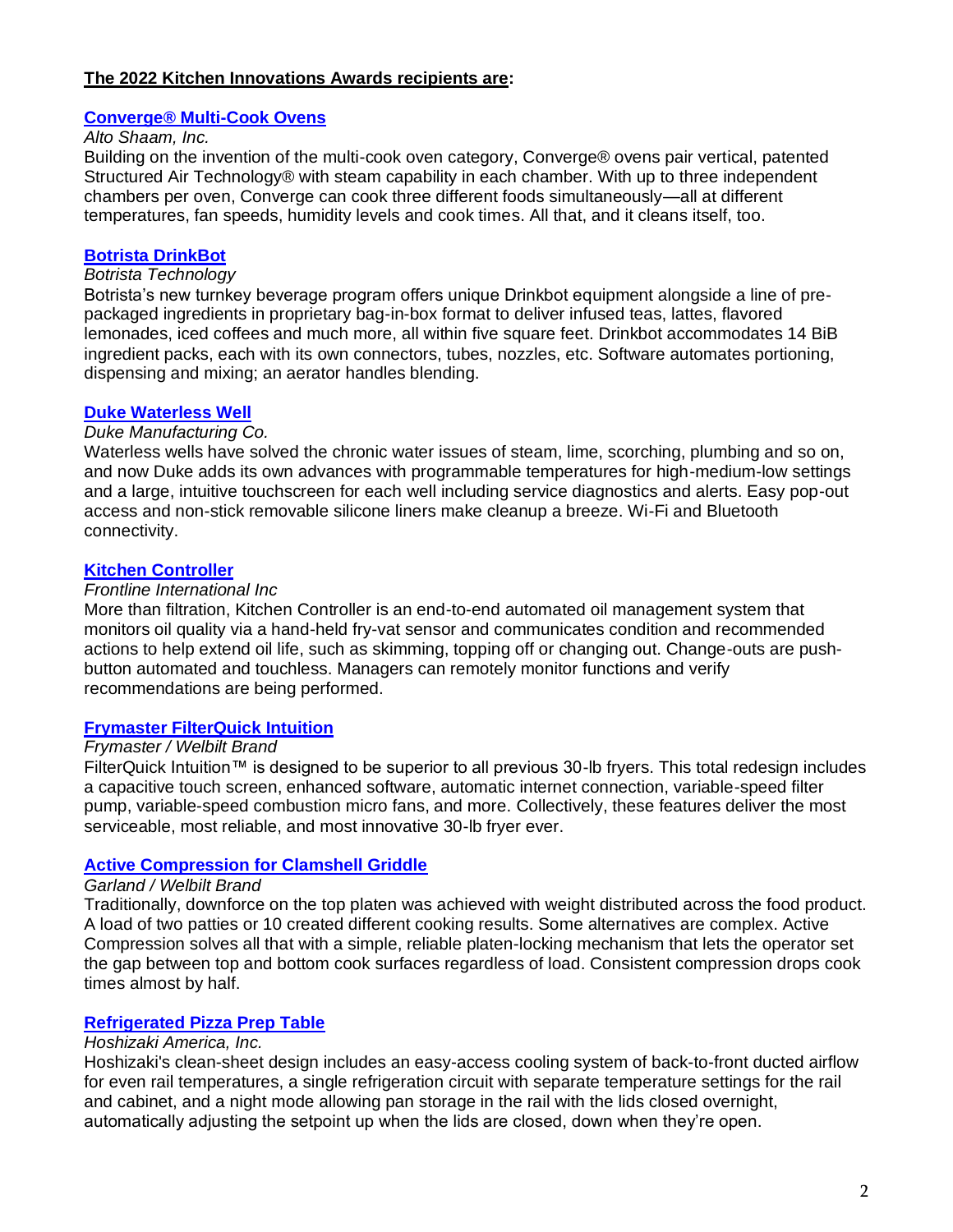**The 2022 Kitchen Innovations Awards recipients are:**

**Converge® Multi-Cook Ovens**

*Alto Shaam, Inc.*

Building on the invention of the multi-cook oven category, Converge® ovens pair vertical, patented Structured Air Technology® with steam capability in each chamber. With up to three independent chambers per oven, Converge can cook three different foods simultaneously—all at different temperatures, fan speeds, humidity levels and cook times. All that, and it cleans itself, too.

**Botrista DrinkBot**

*Botrista Technology*

Botrista's new turnkey beverage program offers unique Drinkbot equipment alongside a line of pre-packaged ingredients in proprietary bag-in-box format to deliver infused teas, lattes, flavored lemonades, iced coffees and much more, all within five square feet. Drinkbot accommodates 14 BiB ingredient packs, each with its own connectors, tubes, nozzles, etc. Software automates portioning, dispensing and mixing; an aerator handles blending.

**Duke Waterless Well**

*Duke Manufacturing Co.*

Waterless wells have solved the chronic water issues of steam, lime, scorching, plumbing and so on, and now Duke adds its own advances with programmable temperatures for high-medium-low settings and a large, intuitive touchscreen for each well including service diagnostics and alerts. Easy pop-out access and non-stick removable silicone liners make cleanup a breeze. Wi-Fi and Bluetooth connectivity.

**Kitchen Controller**

*Frontline International Inc*

More than filtration, Kitchen Controller is an end-to-end automated oil management system that monitors oil quality via a hand-held fry-vat sensor and communicates condition and recommended actions to help extend oil life, such as skimming, topping off or changing out. Change-outs are push-button automated and touchless. Managers can remotely monitor functions and verify recommendations are being performed.

**Frymaster FilterQuick Intuition**

*Frymaster / Welbilt Brand*

FilterQuick Intuition™ is designed to be superior to all previous 30-lb fryers. This total redesign includes a capacitive touch screen, enhanced software, automatic internet connection, variable-speed filter pump, variable-speed combustion micro fans, and more. Collectively, these features deliver the most serviceable, most reliable, and most innovative 30-lb fryer ever.

**Active Compression for Clamshell Griddle**

*Garland / Welbilt Brand*

Traditionally, downforce on the top platen was achieved with weight distributed across the food product. A load of two patties or 10 created different cooking results. Some alternatives are complex. Active Compression solves all that with a simple, reliable platen-locking mechanism that lets the operator set the gap between top and bottom cook surfaces regardless of load. Consistent compression drops cook times almost by half.

**Refrigerated Pizza Prep Table**

*Hoshizaki America, Inc.*

Hoshizaki's clean-sheet design includes an easy-access cooling system of back-to-front ducted airflow for even rail temperatures, a single refrigeration circuit with separate temperature settings for the rail and cabinet, and a night mode allowing pan storage in the rail with the lids closed overnight, automatically adjusting the setpoint up when the lids are closed, down when they're open.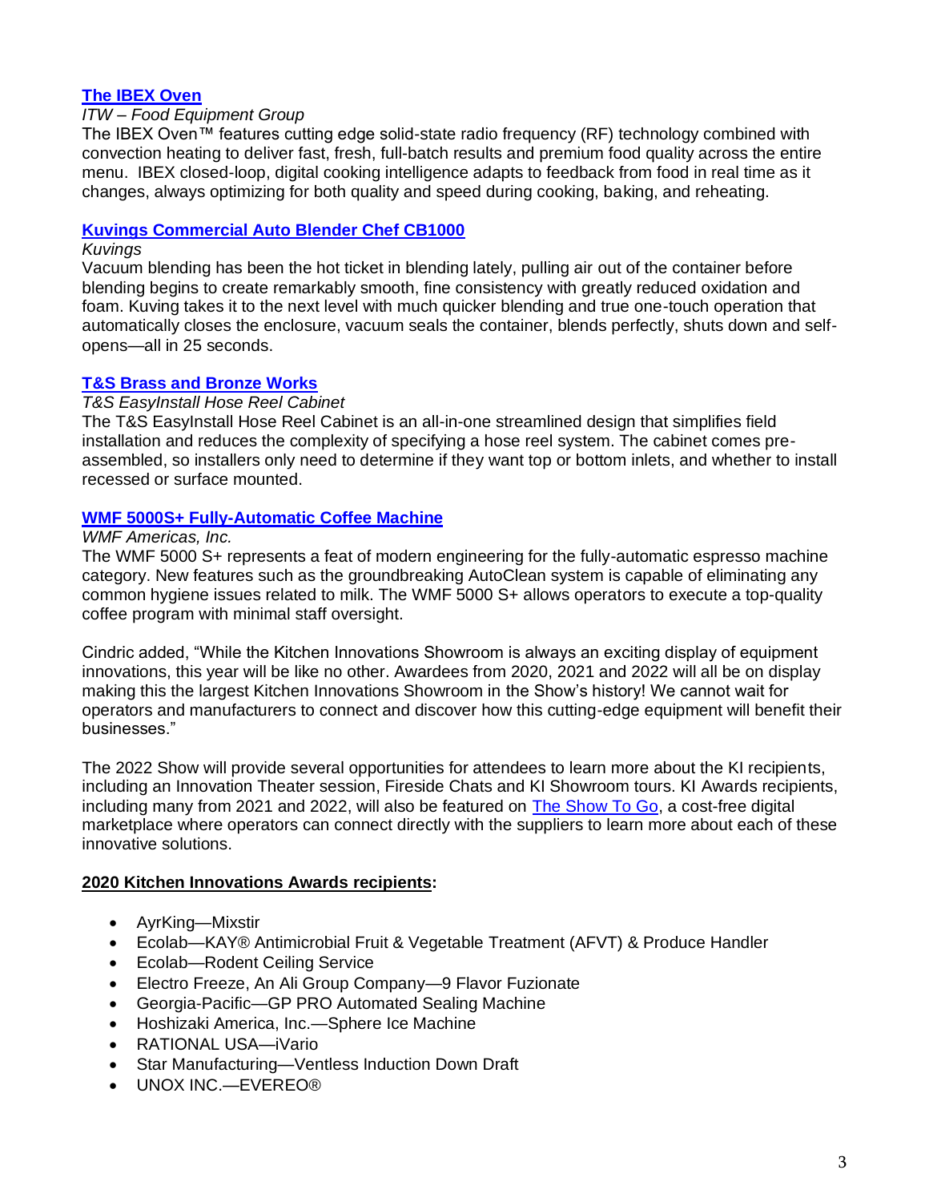**The IBEX Oven**

*ITW – Food Equipment Group*

The IBEX Oven™ features cutting edge solid-state radio frequency (RF) technology combined with convection heating to deliver fast, fresh, full-batch results and premium food quality across the entire menu. IBEX closed-loop, digital cooking intelligence adapts to feedback from food in real time as it changes, always optimizing for both quality and speed during cooking, baking, and reheating.

**Kuvings Commercial Auto Blender Chef CB1000**

*Kuvings*

Vacuum blending has been the hot ticket in blending lately, pulling air out of the container before blending begins to create remarkably smooth, fine consistency with greatly reduced oxidation and foam. Kuving takes it to the next level with much quicker blending and true one-touch operation that automatically closes the enclosure, vacuum seals the container, blends perfectly, shuts down and self-opens—all in 25 seconds.

**T&S Brass and Bronze Works**

*T&S EasyInstall Hose Reel Cabinet*

The T&S EasyInstall Hose Reel Cabinet is an all-in-one streamlined design that simplifies field installation and reduces the complexity of specifying a hose reel system. The cabinet comes pre-assembled, so installers only need to determine if they want top or bottom inlets, and whether to install recessed or surface mounted.

**WMF 5000S+ Fully-Automatic Coffee Machine**

*WMF Americas, Inc.*

The WMF 5000 S+ represents a feat of modern engineering for the fully-automatic espresso machine category. New features such as the groundbreaking AutoClean system is capable of eliminating any common hygiene issues related to milk. The WMF 5000 S+ allows operators to execute a top-quality coffee program with minimal staff oversight.

Cindric added, "While the Kitchen Innovations Showroom is always an exciting display of equipment innovations, this year will be like no other. Awardees from 2020, 2021 and 2022 will all be on display making this the largest Kitchen Innovations Showroom in the Show's history! We cannot wait for operators and manufacturers to connect and discover how this cutting-edge equipment will benefit their businesses."

The 2022 Show will provide several opportunities for attendees to learn more about the KI recipients, including an Innovation Theater session, Fireside Chats and KI Showroom tours. KI Awards recipients, including many from 2021 and 2022, will also be featured on The Show To Go, a cost-free digital marketplace where operators can connect directly with the suppliers to learn more about each of these innovative solutions.

**2020 Kitchen Innovations Awards recipients:**

- AyrKing—Mixstir
- Ecolab—KAY® Antimicrobial Fruit & Vegetable Treatment (AFVT) & Produce Handler
- Ecolab—Rodent Ceiling Service
- Electro Freeze, An Ali Group Company—9 Flavor Fuzionate
- Georgia-Pacific—GP PRO Automated Sealing Machine
- Hoshizaki America, Inc.—Sphere Ice Machine
- RATIONAL USA—iVario
- Star Manufacturing—Ventless Induction Down Draft
- UNOX INC.—EVEREO®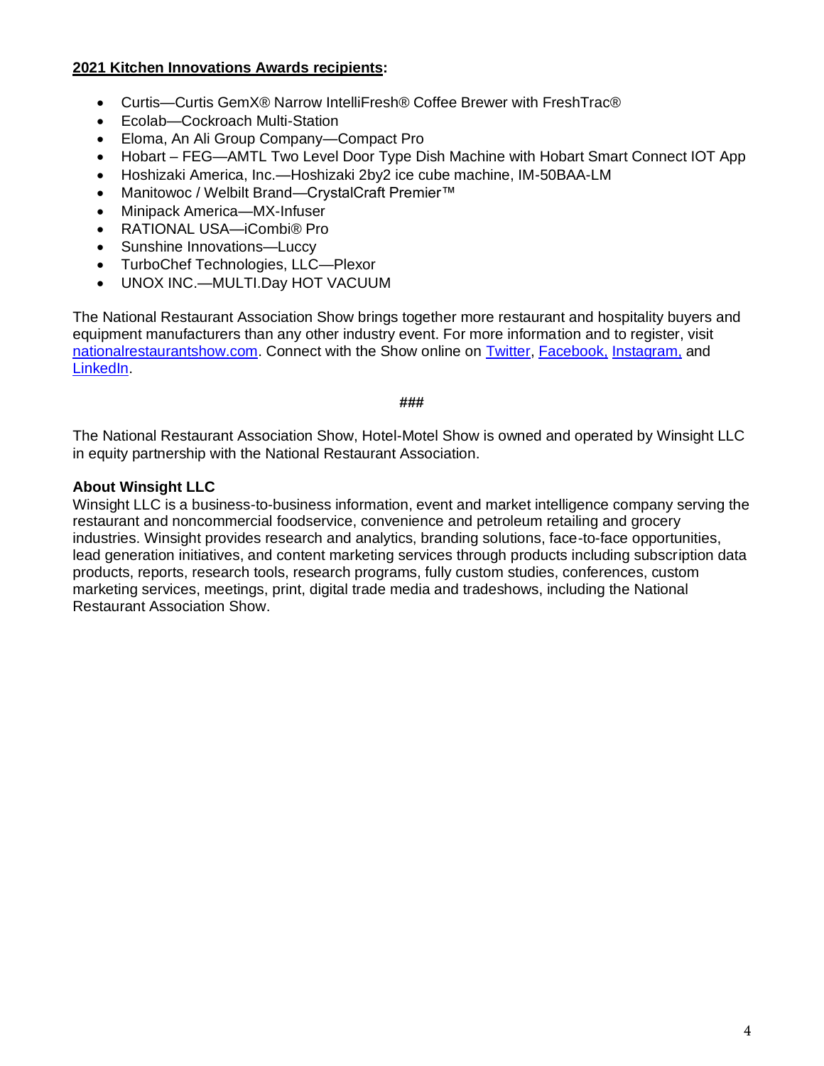**2021 Kitchen Innovations Awards recipients:**

- Curtis—Curtis GemX® Narrow IntelliFresh® Coffee Brewer with FreshTrac®
- Ecolab—Cockroach Multi-Station
- Eloma, An Ali Group Company—Compact Pro
- Hobart – FEG—AMTL Two Level Door Type Dish Machine with Hobart Smart Connect IOT App
- Hoshizaki America, Inc.—Hoshizaki 2by2 ice cube machine, IM-50BAA-LM
- Manitowoc / Welbilt Brand—CrystalCraft Premier™
- Minipack America—MX-Infuser
- RATIONAL USA—iCombi® Pro
- Sunshine Innovations—Luccy
- TurboChef Technologies, LLC—Plexor
- UNOX INC.—MULTI.Day HOT VACUUM

The National Restaurant Association Show brings together more restaurant and hospitality buyers and equipment manufacturers than any other industry event. For more information and to register, visit nationalrestaurantshow.com. Connect with the Show online on Twitter, Facebook, Instagram, and LinkedIn.

###

The National Restaurant Association Show, Hotel-Motel Show is owned and operated by Winsight LLC in equity partnership with the National Restaurant Association.

**About Winsight LLC**
Winsight LLC is a business-to-business information, event and market intelligence company serving the restaurant and noncommercial foodservice, convenience and petroleum retailing and grocery industries. Winsight provides research and analytics, branding solutions, face-to-face opportunities, lead generation initiatives, and content marketing services through products including subscription data products, reports, research tools, research programs, fully custom studies, conferences, custom marketing services, meetings, print, digital trade media and tradeshows, including the National Restaurant Association Show.